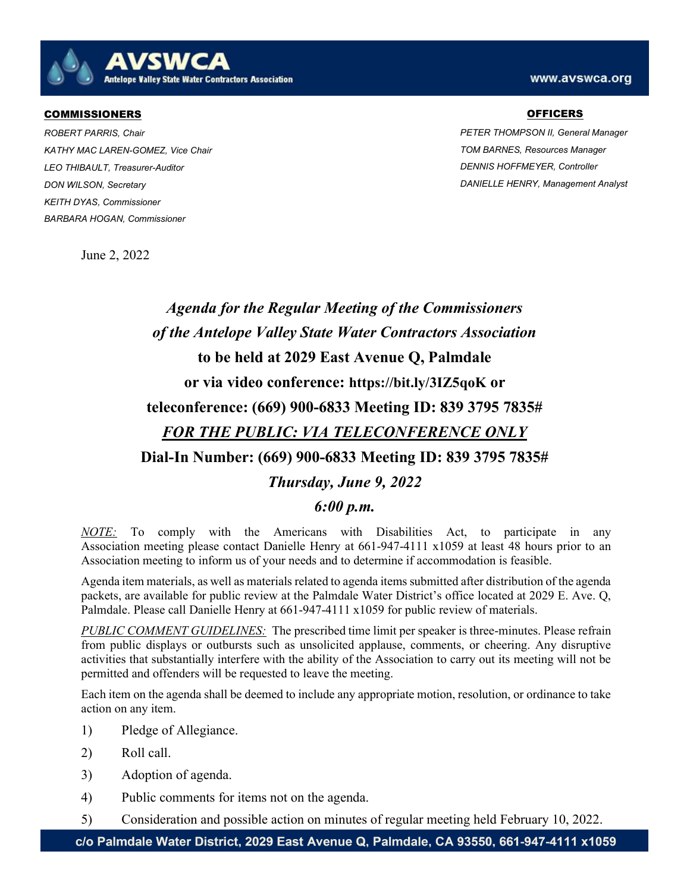# AVSWCA

**Antelope Valley State Water Contractors Association**

www.avswca.org

**COMMISSIONERS**

*ROBERT PARRIS, Chair*
*KATHY MAC LAREN-GOMEZ, Vice Chair*
*LEO THIBAULT, Treasurer-Auditor*
*DON WILSON, Secretary*
*KEITH DYAS, Commissioner*
*BARBARA HOGAN, Commissioner*

**OFFICERS**

*PETER THOMPSON II, General Manager*
*TOM BARNES, Resources Manager*
*DENNIS HOFFMEYER, Controller*
*DANIELLE HENRY, Management Analyst*

June 2, 2022

## *Agenda for the Regular Meeting of the Commissioners of the Antelope Valley State Water Contractors Association*

**to be held at 2029 East Avenue Q, Palmdale**

**or via video conference: https://bit.ly/3IZ5qoK or**

**teleconference: (669) 900-6833 Meeting ID: 839 3795 7835#**

***FOR THE PUBLIC: VIA TELECONFERENCE ONLY***

**Dial-In Number: (669) 900-6833 Meeting ID: 839 3795 7835#**

***Thursday, June 9, 2022***

***6:00 p.m.***

*NOTE:* To comply with the Americans with Disabilities Act, to participate in any Association meeting please contact Danielle Henry at 661-947-4111 x1059 at least 48 hours prior to an Association meeting to inform us of your needs and to determine if accommodation is feasible.

Agenda item materials, as well as materials related to agenda items submitted after distribution of the agenda packets, are available for public review at the Palmdale Water District's office located at 2029 E. Ave. Q, Palmdale. Please call Danielle Henry at 661-947-4111 x1059 for public review of materials.

*PUBLIC COMMENT GUIDELINES:* The prescribed time limit per speaker is three-minutes. Please refrain from public displays or outbursts such as unsolicited applause, comments, or cheering. Any disruptive activities that substantially interfere with the ability of the Association to carry out its meeting will not be permitted and offenders will be requested to leave the meeting.

Each item on the agenda shall be deemed to include any appropriate motion, resolution, or ordinance to take action on any item.

1) Pledge of Allegiance.
2) Roll call.
3) Adoption of agenda.
4) Public comments for items not on the agenda.
5) Consideration and possible action on minutes of regular meeting held February 10, 2022.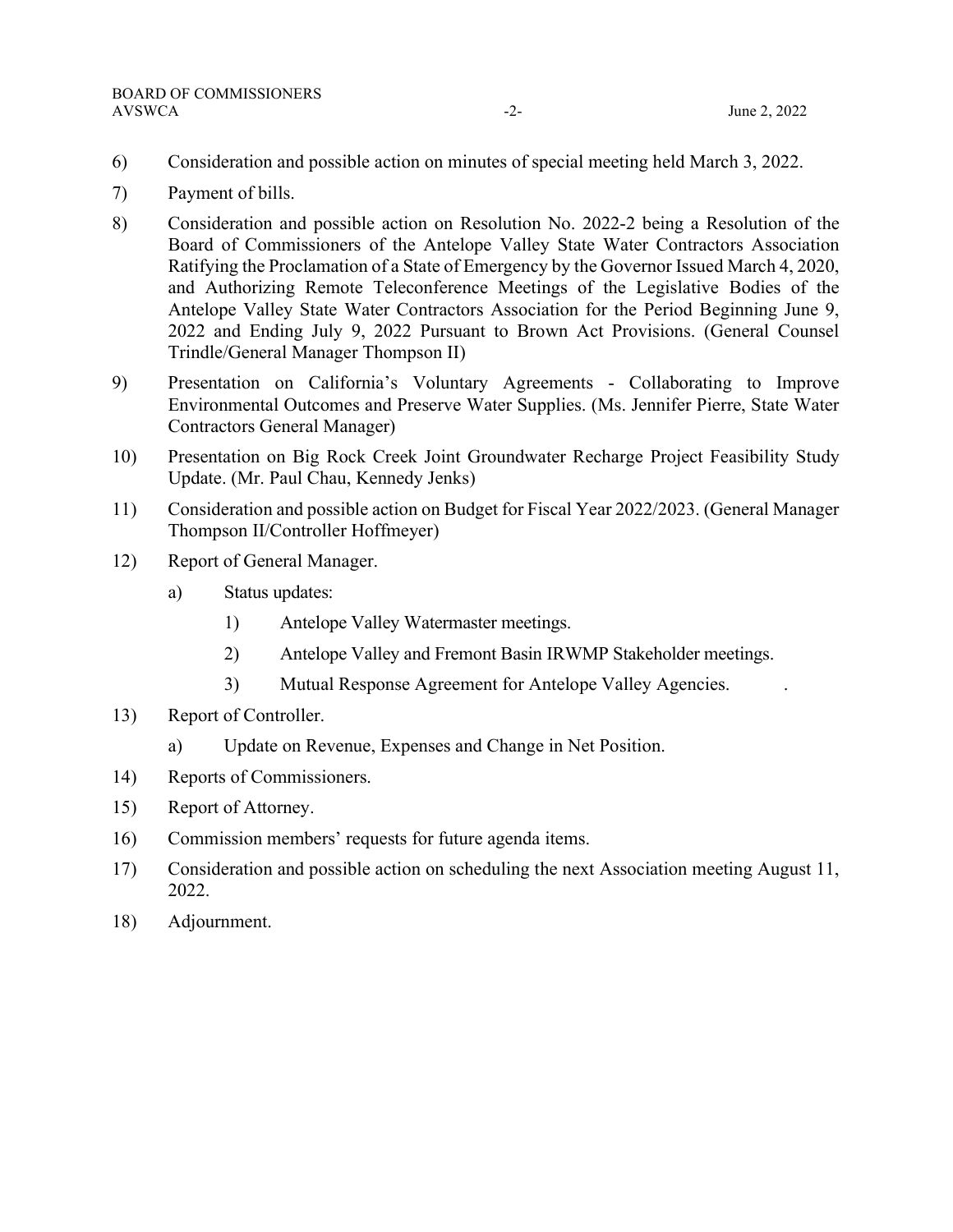6) Consideration and possible action on minutes of special meeting held March 3, 2022.

7) Payment of bills.

8) Consideration and possible action on Resolution No. 2022-2 being a Resolution of the Board of Commissioners of the Antelope Valley State Water Contractors Association Ratifying the Proclamation of a State of Emergency by the Governor Issued March 4, 2020, and Authorizing Remote Teleconference Meetings of the Legislative Bodies of the Antelope Valley State Water Contractors Association for the Period Beginning June 9, 2022 and Ending July 9, 2022 Pursuant to Brown Act Provisions. (General Counsel Trindle/General Manager Thompson II)

9) Presentation on California's Voluntary Agreements - Collaborating to Improve Environmental Outcomes and Preserve Water Supplies. (Ms. Jennifer Pierre, State Water Contractors General Manager)

10) Presentation on Big Rock Creek Joint Groundwater Recharge Project Feasibility Study Update. (Mr. Paul Chau, Kennedy Jenks)

11) Consideration and possible action on Budget for Fiscal Year 2022/2023. (General Manager Thompson II/Controller Hoffmeyer)

12) Report of General Manager.

    a) Status updates:

        1) Antelope Valley Watermaster meetings.

        2) Antelope Valley and Fremont Basin IRWMP Stakeholder meetings.

        3) Mutual Response Agreement for Antelope Valley Agencies.

13) Report of Controller.

    a) Update on Revenue, Expenses and Change in Net Position.

14) Reports of Commissioners.

15) Report of Attorney.

16) Commission members' requests for future agenda items.

17) Consideration and possible action on scheduling the next Association meeting August 11, 2022.

18) Adjournment.